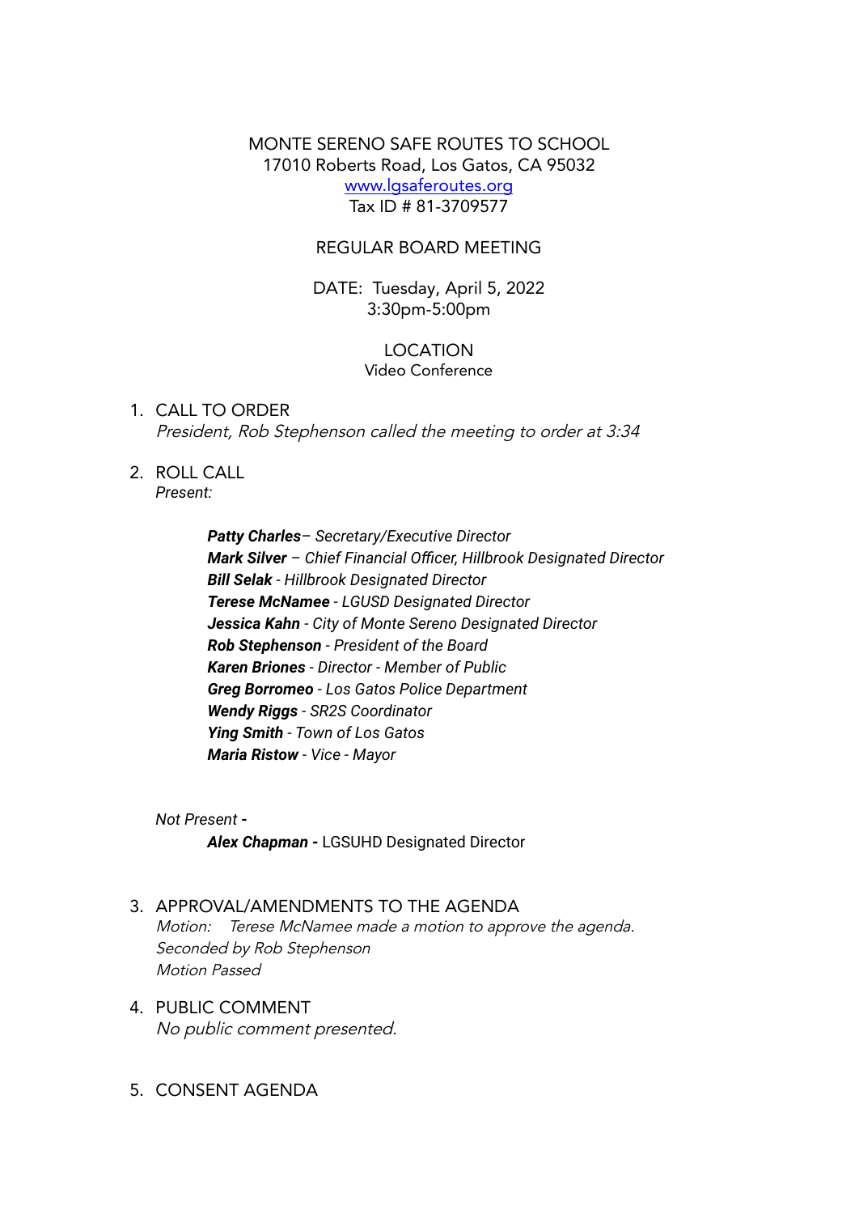MONTE SERENO SAFE ROUTES TO SCHOOL
17010 Roberts Road, Los Gatos, CA 95032
[www.lgsaferoutes.org](http://www.lgsaferoutes.org)
Tax ID # 81-3709577

REGULAR BOARD MEETING

DATE: Tuesday, April 5, 2022
3:30pm-5:00pm

LOCATION
Video Conference

1. CALL TO ORDER
   *President, Rob Stephenson called the meeting to order at 3:34*

2. ROLL CALL
   *Present:*

   ***Patty Charles**– Secretary/Executive Director*
   ***Mark Silver** – Chief Financial Officer, Hillbrook Designated Director*
   ***Bill Selak** - Hillbrook Designated Director*
   ***Terese McNamee** - LGUSD Designated Director*
   ***Jessica Kahn** - City of Monte Sereno Designated Director*
   ***Rob Stephenson** - President of the Board*
   ***Karen Briones** - Director - Member of Public*
   ***Greg Borromeo** - Los Gatos Police Department*
   ***Wendy Riggs** - SR2S Coordinator*
   ***Ying Smith** - Town of Los Gatos*
   ***Maria Ristow** - Vice - Mayor*

   *Not Present **-***

   ***Alex Chapman -*** LGSUHD Designated Director

3. APPROVAL/AMENDMENTS TO THE AGENDA
   *Motion: Terese McNamee made a motion to approve the agenda.*
   *Seconded by Rob Stephenson*
   *Motion Passed*

4. PUBLIC COMMENT
   *No public comment presented.*

5. CONSENT AGENDA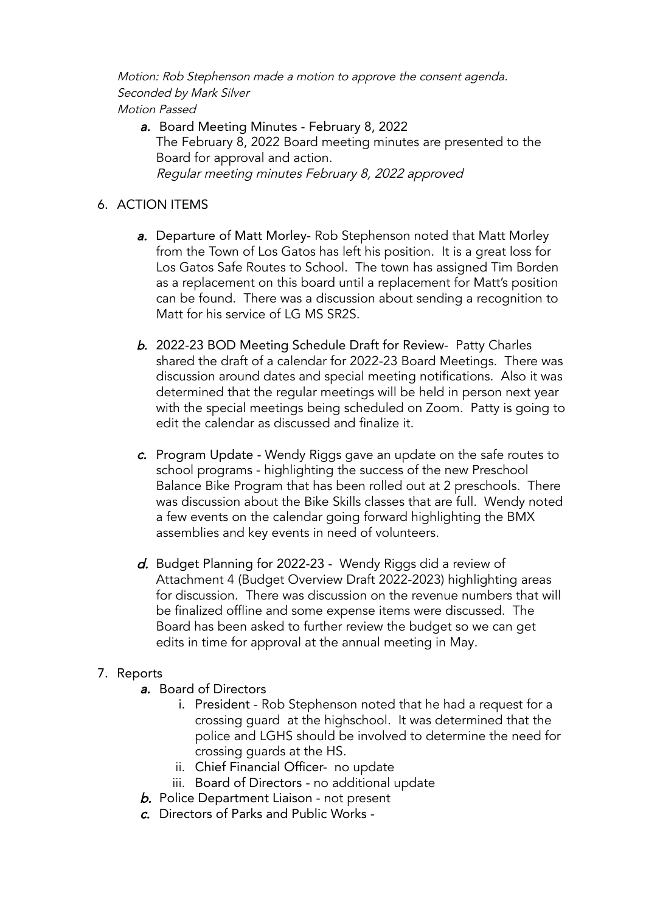*Motion: Rob Stephenson made a motion to approve the consent agenda.*
*Seconded by Mark Silver*
*Motion Passed*

a. Board Meeting Minutes - February 8, 2022
   The February 8, 2022 Board meeting minutes are presented to the Board for approval and action.
   *Regular meeting minutes February 8, 2022 approved*

6. ACTION ITEMS

   a. Departure of Matt Morley- Rob Stephenson noted that Matt Morley from the Town of Los Gatos has left his position. It is a great loss for Los Gatos Safe Routes to School. The town has assigned Tim Borden as a replacement on this board until a replacement for Matt's position can be found. There was a discussion about sending a recognition to Matt for his service of LG MS SR2S.

   b. 2022-23 BOD Meeting Schedule Draft for Review- Patty Charles shared the draft of a calendar for 2022-23 Board Meetings. There was discussion around dates and special meeting notifications. Also it was determined that the regular meetings will be held in person next year with the special meetings being scheduled on Zoom. Patty is going to edit the calendar as discussed and finalize it.

   c. Program Update - Wendy Riggs gave an update on the safe routes to school programs - highlighting the success of the new Preschool Balance Bike Program that has been rolled out at 2 preschools. There was discussion about the Bike Skills classes that are full. Wendy noted a few events on the calendar going forward highlighting the BMX assemblies and key events in need of volunteers.

   d. Budget Planning for 2022-23 - Wendy Riggs did a review of Attachment 4 (Budget Overview Draft 2022-2023) highlighting areas for discussion. There was discussion on the revenue numbers that will be finalized offline and some expense items were discussed. The Board has been asked to further review the budget so we can get edits in time for approval at the annual meeting in May.

7. Reports
   a. Board of Directors
      i. President - Rob Stephenson noted that he had a request for a crossing guard at the highschool. It was determined that the police and LGHS should be involved to determine the need for crossing guards at the HS.
      ii. Chief Financial Officer- no update
      iii. Board of Directors - no additional update
   b. Police Department Liaison - not present
   c. Directors of Parks and Public Works -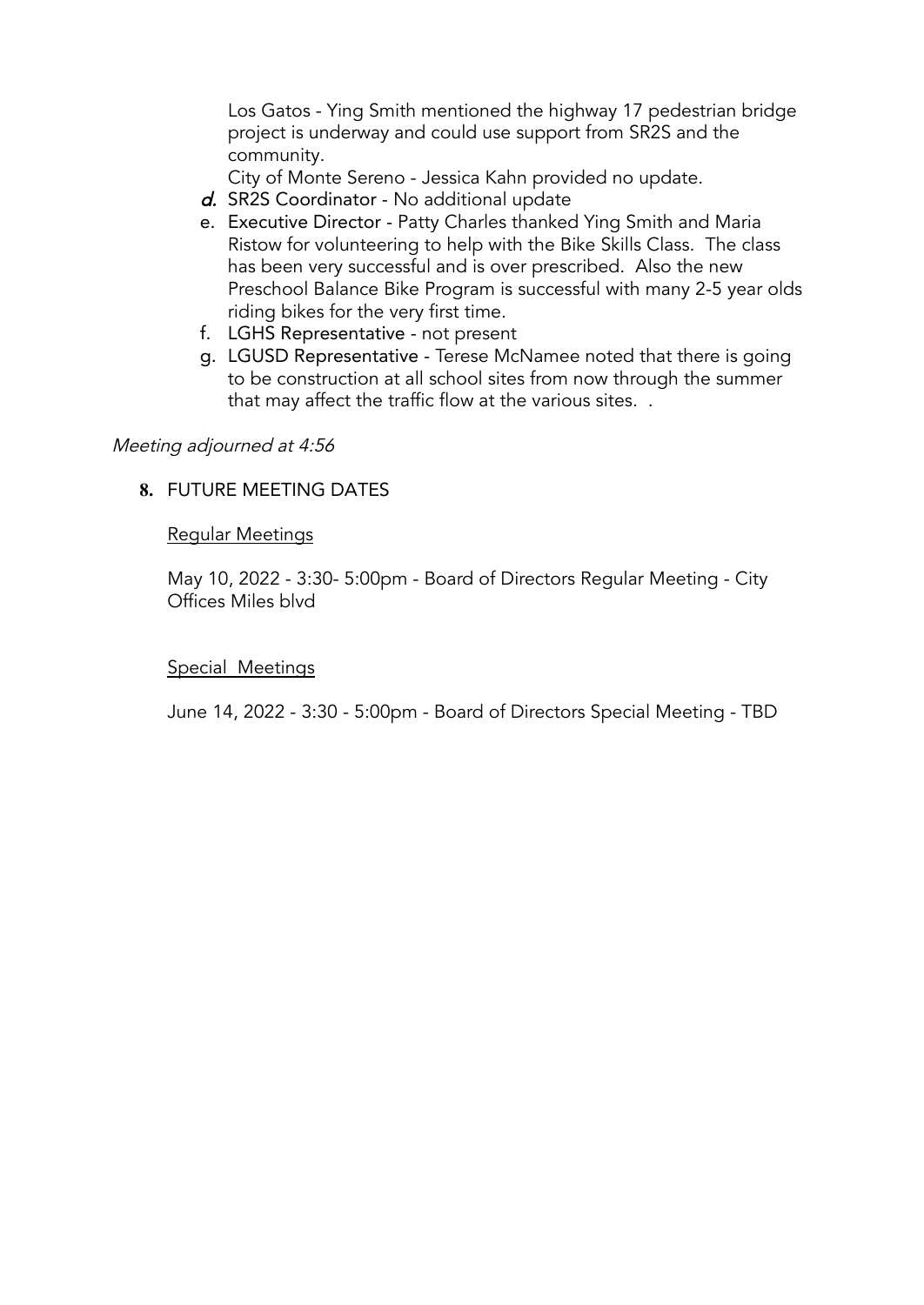Los Gatos - Ying Smith mentioned the highway 17 pedestrian bridge project is underway and could use support from SR2S and the community.

City of Monte Sereno - Jessica Kahn provided no update.

d. SR2S Coordinator - No additional update
e. Executive Director - Patty Charles thanked Ying Smith and Maria Ristow for volunteering to help with the Bike Skills Class. The class has been very successful and is over prescribed. Also the new Preschool Balance Bike Program is successful with many 2-5 year olds riding bikes for the very first time.
f. LGHS Representative - not present
g. LGUSD Representative - Terese McNamee noted that there is going to be construction at all school sites from now through the summer that may affect the traffic flow at the various sites. .

*Meeting adjourned at 4:56*

**8.** FUTURE MEETING DATES

Regular Meetings

May 10, 2022 - 3:30- 5:00pm - Board of Directors Regular Meeting - City Offices Miles blvd

Special Meetings

June 14, 2022 - 3:30 - 5:00pm - Board of Directors Special Meeting - TBD